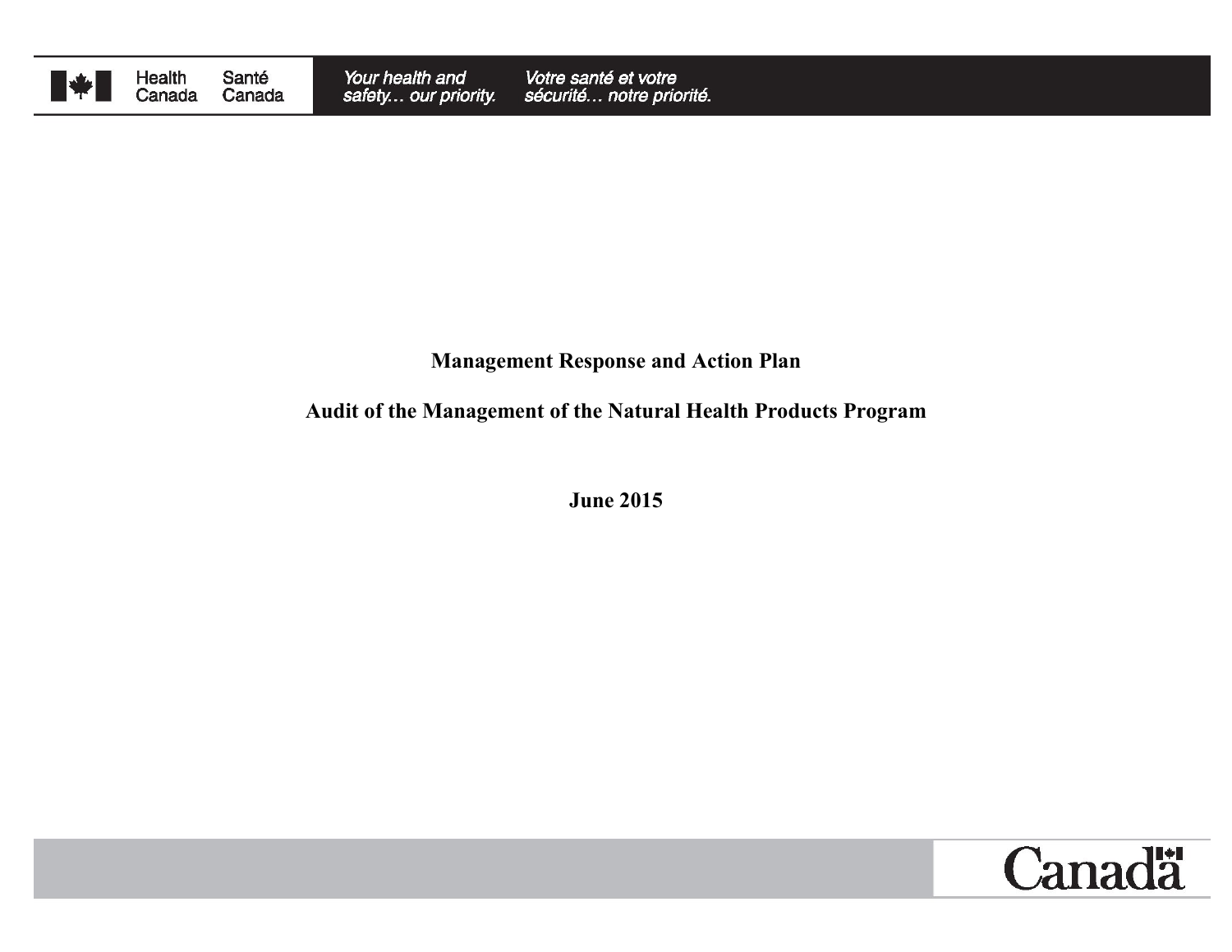Health Canada | Santé Canada

*Your health and safety… our priority.* *Votre santé et votre sécurité… notre priorité.*

# Management Response and Action Plan

# Audit of the Management of the Natural Health Products Program

**June 2015**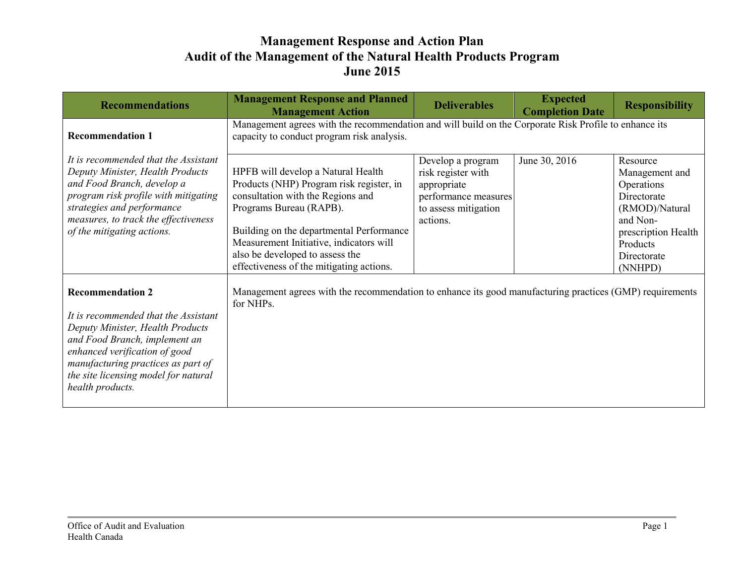# Management Response and Action Plan
# Audit of the Management of the Natural Health Products Program
# June 2015

| Recommendations | Management Response and Planned Management Action | Deliverables | Expected Completion Date | Responsibility |
|---|---|---|---|---|
| **Recommendation 1** *It is recommended that the Assistant Deputy Minister, Health Products and Food Branch, develop a program risk profile with mitigating strategies and performance measures, to track the effectiveness of the mitigating actions.* | Management agrees with the recommendation and will build on the Corporate Risk Profile to enhance its capacity to conduct program risk analysis. | | | |
| | HPFB will develop a Natural Health Products (NHP) Program risk register, in consultation with the Regions and Programs Bureau (RAPB). Building on the departmental Performance Measurement Initiative, indicators will also be developed to assess the effectiveness of the mitigating actions. | Develop a program risk register with appropriate performance measures to assess mitigation actions. | June 30, 2016 | Resource Management and Operations Directorate (RMOD)/Natural and Non-prescription Health Products Directorate (NNHPD) |
| **Recommendation 2** *It is recommended that the Assistant Deputy Minister, Health Products and Food Branch, implement an enhanced verification of good manufacturing practices as part of the site licensing model for natural health products.* | Management agrees with the recommendation to enhance its good manufacturing practices (GMP) requirements for NHPs. | | | |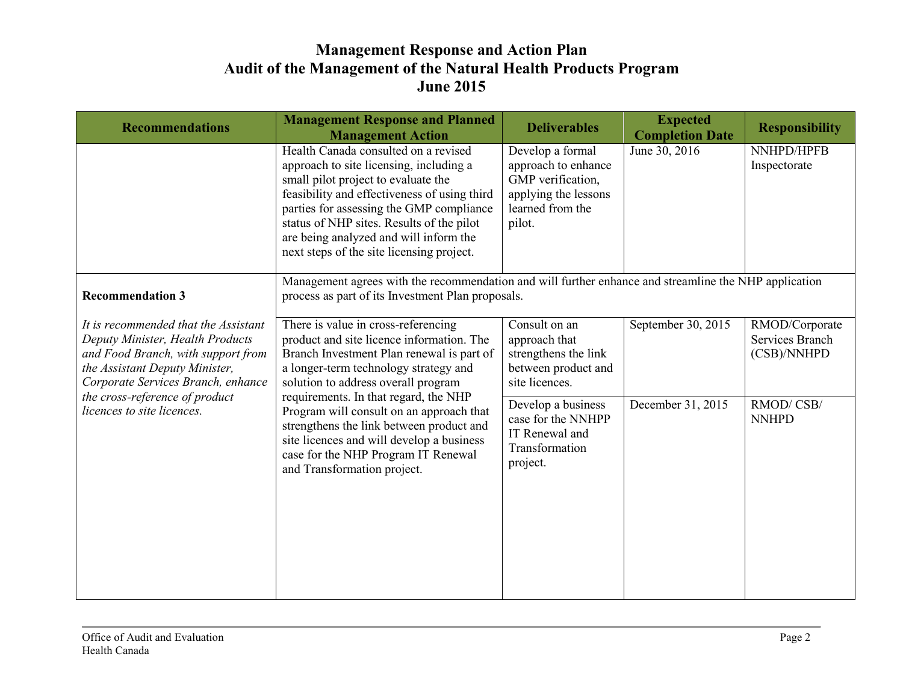# Management Response and Action Plan
# Audit of the Management of the Natural Health Products Program
# June 2015

| Recommendations | Management Response and Planned Management Action | Deliverables | Expected Completion Date | Responsibility |
|---|---|---|---|---|
| | Health Canada consulted on a revised approach to site licensing, including a small pilot project to evaluate the feasibility and effectiveness of using third parties for assessing the GMP compliance status of NHP sites. Results of the pilot are being analyzed and will inform the next steps of the site licensing project. | Develop a formal approach to enhance GMP verification, applying the lessons learned from the pilot. | June 30, 2016 | NNHPD/HPFB Inspectorate |
| **Recommendation 3** *It is recommended that the Assistant Deputy Minister, Health Products and Food Branch, with support from the Assistant Deputy Minister, Corporate Services Branch, enhance the cross-reference of product licences to site licences.* | Management agrees with the recommendation and will further enhance and streamline the NHP application process as part of its Investment Plan proposals. | | | |
| | There is value in cross-referencing product and site licence information. The Branch Investment Plan renewal is part of a longer-term technology strategy and solution to address overall program requirements. In that regard, the NHP Program will consult on an approach that strengthens the link between product and site licences and will develop a business case for the NHP Program IT Renewal and Transformation project. | Consult on an approach that strengthens the link between product and site licences. | September 30, 2015 | RMOD/Corporate Services Branch (CSB)/NNHPD |
| | | Develop a business case for the NNHPP IT Renewal and Transformation project. | December 31, 2015 | RMOD/ CSB/ NNHPD |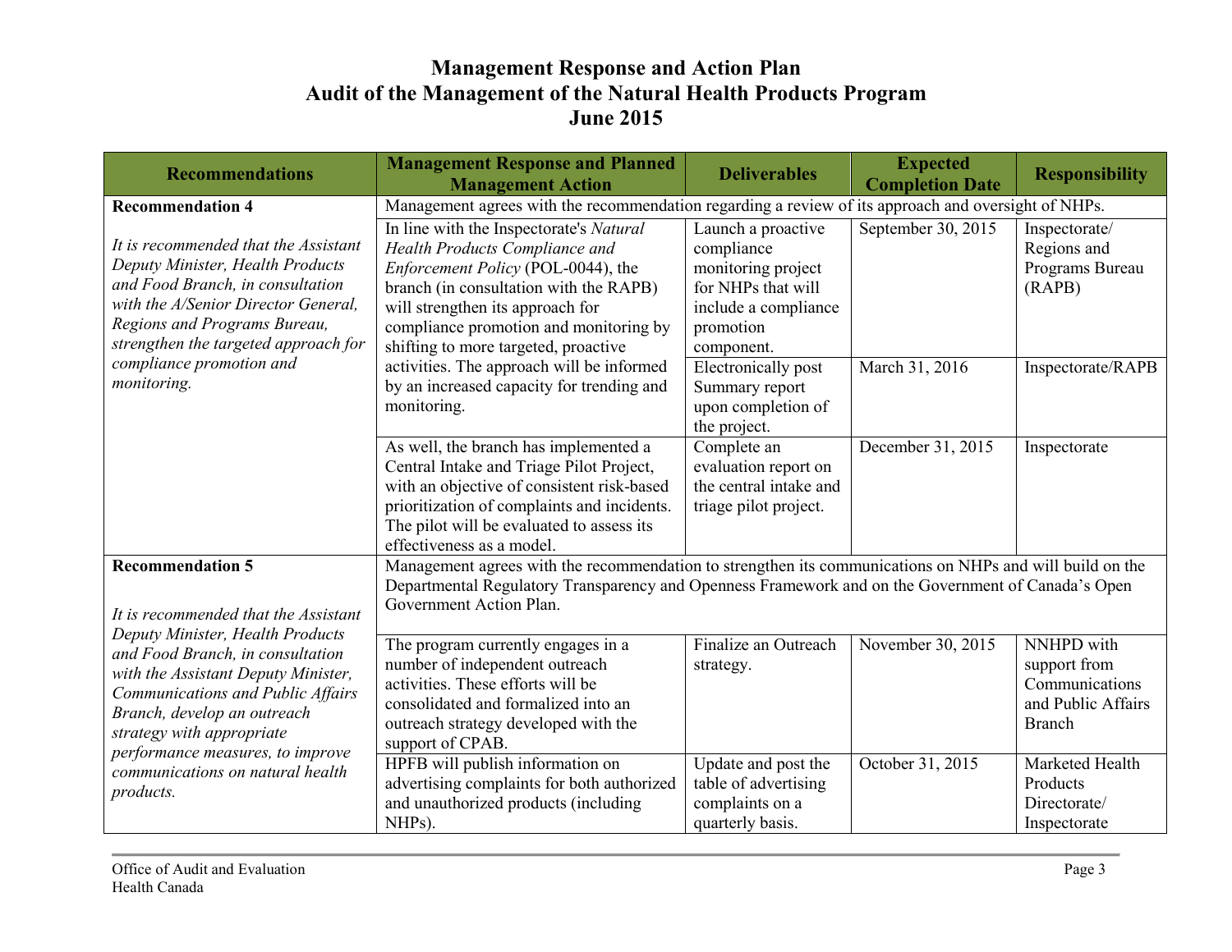# Management Response and Action Plan
# Audit of the Management of the Natural Health Products Program
# June 2015

| Recommendations | Management Response and Planned Management Action | Deliverables | Expected Completion Date | Responsibility |
|---|---|---|---|---|
| **Recommendation 4** | Management agrees with the recommendation regarding a review of its approach and oversight of NHPs. | | | |
| *It is recommended that the Assistant Deputy Minister, Health Products and Food Branch, in consultation with the A/Senior Director General, Regions and Programs Bureau, strengthen the targeted approach for compliance promotion and monitoring.* | In line with the Inspectorate's *Natural Health Products Compliance and Enforcement Policy* (POL-0044), the branch (in consultation with the RAPB) will strengthen its approach for compliance promotion and monitoring by shifting to more targeted, proactive activities. The approach will be informed by an increased capacity for trending and monitoring. | Launch a proactive compliance monitoring project for NHPs that will include a compliance promotion component. | September 30, 2015 | Inspectorate/ Regions and Programs Bureau (RAPB) |
| | | Electronically post Summary report upon completion of the project. | March 31, 2016 | Inspectorate/RAPB |
| | As well, the branch has implemented a Central Intake and Triage Pilot Project, with an objective of consistent risk-based prioritization of complaints and incidents. The pilot will be evaluated to assess its effectiveness as a model. | Complete an evaluation report on the central intake and triage pilot project. | December 31, 2015 | Inspectorate |
| **Recommendation 5** | Management agrees with the recommendation to strengthen its communications on NHPs and will build on the Departmental Regulatory Transparency and Openness Framework and on the Government of Canada's Open Government Action Plan. | | | |
| *It is recommended that the Assistant Deputy Minister, Health Products and Food Branch, in consultation with the Assistant Deputy Minister, Communications and Public Affairs Branch, develop an outreach strategy with appropriate performance measures, to improve communications on natural health products.* | The program currently engages in a number of independent outreach activities. These efforts will be consolidated and formalized into an outreach strategy developed with the support of CPAB. | Finalize an Outreach strategy. | November 30, 2015 | NNHPD with support from Communications and Public Affairs Branch |
| | HPFB will publish information on advertising complaints for both authorized and unauthorized products (including NHPs). | Update and post the table of advertising complaints on a quarterly basis. | October 31, 2015 | Marketed Health Products Directorate/ Inspectorate |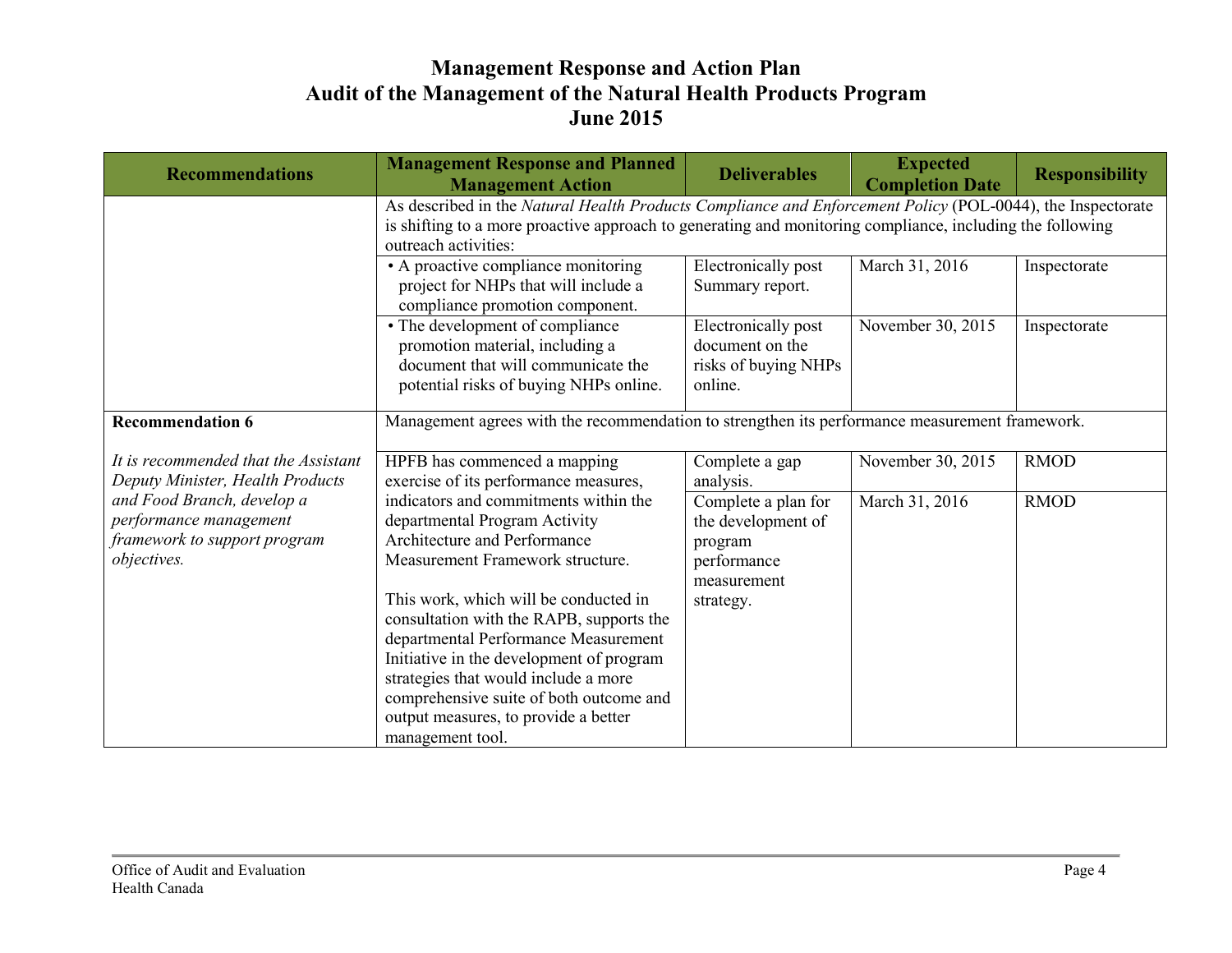# Management Response and Action Plan
# Audit of the Management of the Natural Health Products Program
# June 2015

| Recommendations | Management Response and Planned Management Action | Deliverables | Expected Completion Date | Responsibility |
|---|---|---|---|---|
| | As described in the *Natural Health Products Compliance and Enforcement Policy* (POL-0044), the Inspectorate is shifting to a more proactive approach to generating and monitoring compliance, including the following outreach activities: | | | |
| | • A proactive compliance monitoring project for NHPs that will include a compliance promotion component. | Electronically post Summary report. | March 31, 2016 | Inspectorate |
| | • The development of compliance promotion material, including a document that will communicate the potential risks of buying NHPs online. | Electronically post document on the risks of buying NHPs online. | November 30, 2015 | Inspectorate |
| **Recommendation 6** | Management agrees with the recommendation to strengthen its performance measurement framework. | | | |
| *It is recommended that the Assistant Deputy Minister, Health Products and Food Branch, develop a performance management framework to support program objectives.* | HPFB has commenced a mapping exercise of its performance measures, indicators and commitments within the departmental Program Activity Architecture and Performance Measurement Framework structure. This work, which will be conducted in consultation with the RAPB, supports the departmental Performance Measurement Initiative in the development of program strategies that would include a more comprehensive suite of both outcome and output measures, to provide a better management tool. | Complete a gap analysis. | November 30, 2015 | RMOD |
| | | Complete a plan for the development of program performance measurement strategy. | March 31, 2016 | RMOD |